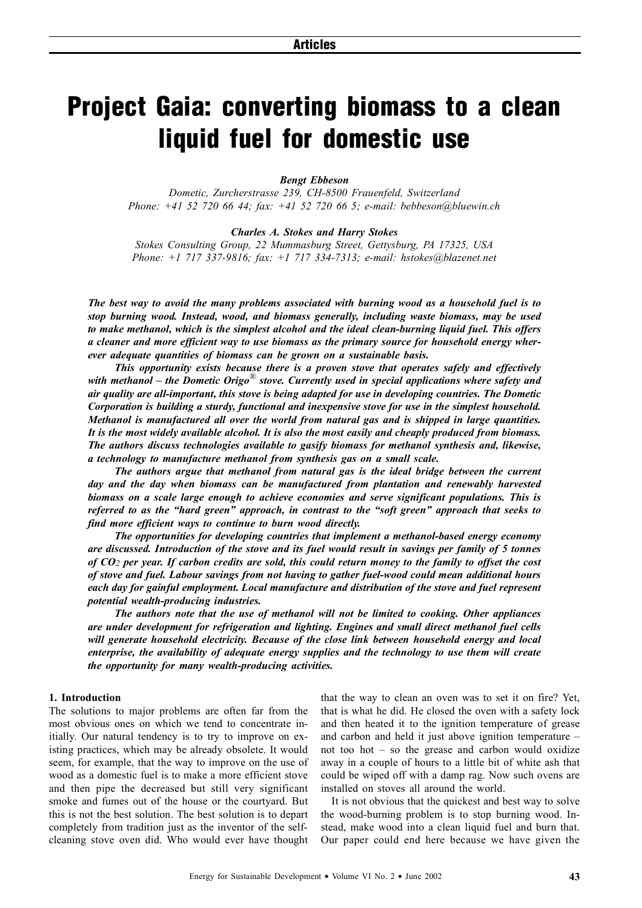# Project Gaia: converting biomass to a clean liquid fuel for domestic use

***Bengt Ebbeson***

*Dometic, Zurcherstrasse 239, CH-8500 Frauenfeld, Switzerland*
*Phone: +41 52 720 66 44; fax: +41 52 720 66 5; e-mail: bebbeson@bluewin.ch*

***Charles A. Stokes and Harry Stokes***

*Stokes Consulting Group, 22 Mummasburg Street, Gettysburg, PA 17325, USA*
*Phone: +1 717 337-9816; fax: +1 717 334-7313; e-mail: hstokes@blazenet.net*

***The best way to avoid the many problems associated with burning wood as a household fuel is to stop burning wood. Instead, wood, and biomass generally, including waste biomass, may be used to make methanol, which is the simplest alcohol and the ideal clean-burning liquid fuel. This offers a cleaner and more efficient way to use biomass as the primary source for household energy wherever adequate quantities of biomass can be grown on a sustainable basis.***

***This opportunity exists because there is a proven stove that operates safely and effectively with methanol – the Dometic Origo® stove. Currently used in special applications where safety and air quality are all-important, this stove is being adapted for use in developing countries. The Dometic Corporation is building a sturdy, functional and inexpensive stove for use in the simplest household. Methanol is manufactured all over the world from natural gas and is shipped in large quantities. It is the most widely available alcohol. It is also the most easily and cheaply produced from biomass. The authors discuss technologies available to gasify biomass for methanol synthesis and, likewise, a technology to manufacture methanol from synthesis gas on a small scale.***

***The authors argue that methanol from natural gas is the ideal bridge between the current day and the day when biomass can be manufactured from plantation and renewably harvested biomass on a scale large enough to achieve economies and serve significant populations. This is referred to as the "hard green" approach, in contrast to the "soft green" approach that seeks to find more efficient ways to continue to burn wood directly.***

***The opportunities for developing countries that implement a methanol-based energy economy are discussed. Introduction of the stove and its fuel would result in savings per family of 5 tonnes of $CO_2$ per year. If carbon credits are sold, this could return money to the family to offset the cost of stove and fuel. Labour savings from not having to gather fuel-wood could mean additional hours each day for gainful employment. Local manufacture and distribution of the stove and fuel represent potential wealth-producing industries.***

***The authors note that the use of methanol will not be limited to cooking. Other appliances are under development for refrigeration and lighting. Engines and small direct methanol fuel cells will generate household electricity. Because of the close link between household energy and local enterprise, the availability of adequate energy supplies and the technology to use them will create the opportunity for many wealth-producing activities.***

## 1. Introduction

The solutions to major problems are often far from the most obvious ones on which we tend to concentrate initially. Our natural tendency is to try to improve on existing practices, which may be already obsolete. It would seem, for example, that the way to improve on the use of wood as a domestic fuel is to make a more efficient stove and then pipe the decreased but still very significant smoke and fumes out of the house or the courtyard. But this is not the best solution. The best solution is to depart completely from tradition just as the inventor of the self-cleaning stove oven did. Who would ever have thought that the way to clean an oven was to set it on fire? Yet, that is what he did. He closed the oven with a safety lock and then heated it to the ignition temperature of grease and carbon and held it just above ignition temperature – not too hot – so the grease and carbon would oxidize away in a couple of hours to a little bit of white ash that could be wiped off with a damp rag. Now such ovens are installed on stoves all around the world.

It is not obvious that the quickest and best way to solve the wood-burning problem is to stop burning wood. Instead, make wood into a clean liquid fuel and burn that. Our paper could end here because we have given the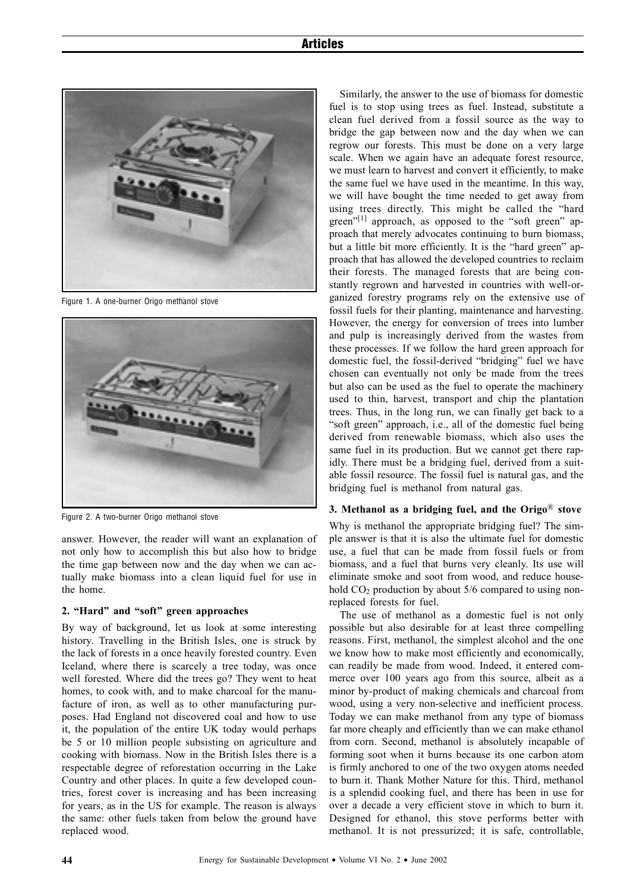Figure 1. A one-burner Origo methanol stove

Figure 2. A two-burner Origo methanol stove

answer. However, the reader will want an explanation of not only how to accomplish this but also how to bridge the time gap between now and the day when we can actually make biomass into a clean liquid fuel for use in the home.

## 2. "Hard" and "soft" green approaches

By way of background, let us look at some interesting history. Travelling in the British Isles, one is struck by the lack of forests in a once heavily forested country. Even Iceland, where there is scarcely a tree today, was once well forested. Where did the trees go? They went to heat homes, to cook with, and to make charcoal for the manufacture of iron, as well as to other manufacturing purposes. Had England not discovered coal and how to use it, the population of the entire UK today would perhaps be 5 or 10 million people subsisting on agriculture and cooking with biomass. Now in the British Isles there is a respectable degree of reforestation occurring in the Lake Country and other places. In quite a few developed countries, forest cover is increasing and has been increasing for years, as in the US for example. The reason is always the same: other fuels taken from below the ground have replaced wood.

Similarly, the answer to the use of biomass for domestic fuel is to stop using trees as fuel. Instead, substitute a clean fuel derived from a fossil source as the way to bridge the gap between now and the day when we can regrow our forests. This must be done on a very large scale. When we again have an adequate forest resource, we must learn to harvest and convert it efficiently, to make the same fuel we have used in the meantime. In this way, we will have bought the time needed to get away from using trees directly. This might be called the "hard green"[1] approach, as opposed to the "soft green" approach that merely advocates continuing to burn biomass, but a little bit more efficiently. It is the "hard green" approach that has allowed the developed countries to reclaim their forests. The managed forests that are being constantly regrown and harvested in countries with well-organized forestry programs rely on the extensive use of fossil fuels for their planting, maintenance and harvesting. However, the energy for conversion of trees into lumber and pulp is increasingly derived from the wastes from these processes. If we follow the hard green approach for domestic fuel, the fossil-derived "bridging" fuel we have chosen can eventually not only be made from the trees but also can be used as the fuel to operate the machinery used to thin, harvest, transport and chip the plantation trees. Thus, in the long run, we can finally get back to a "soft green" approach, i.e., all of the domestic fuel being derived from renewable biomass, which also uses the same fuel in its production. But we cannot get there rapidly. There must be a bridging fuel, derived from a suitable fossil resource. The fossil fuel is natural gas, and the bridging fuel is methanol from natural gas.

## 3. Methanol as a bridging fuel, and the Origo® stove

Why is methanol the appropriate bridging fuel? The simple answer is that it is also the ultimate fuel for domestic use, a fuel that can be made from fossil fuels or from biomass, and a fuel that burns very cleanly. Its use will eliminate smoke and soot from wood, and reduce household $CO_2$ production by about 5/6 compared to using non-replaced forests for fuel.

The use of methanol as a domestic fuel is not only possible but also desirable for at least three compelling reasons. First, methanol, the simplest alcohol and the one we know how to make most efficiently and economically, can readily be made from wood. Indeed, it entered commerce over 100 years ago from this source, albeit as a minor by-product of making chemicals and charcoal from wood, using a very non-selective and inefficient process. Today we can make methanol from any type of biomass far more cheaply and efficiently than we can make ethanol from corn. Second, methanol is absolutely incapable of forming soot when it burns because its one carbon atom is firmly anchored to one of the two oxygen atoms needed to burn it. Thank Mother Nature for this. Third, methanol is a splendid cooking fuel, and there has been in use for over a decade a very efficient stove in which to burn it. Designed for ethanol, this stove performs better with methanol. It is not pressurized; it is safe, controllable,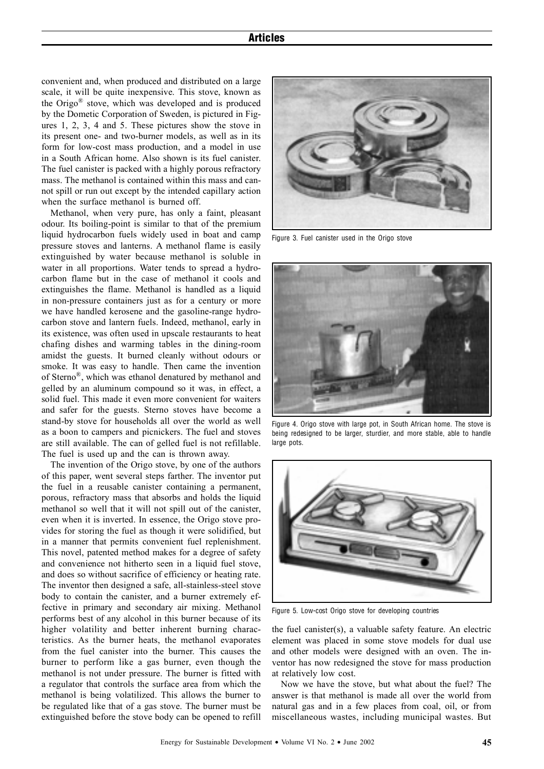convenient and, when produced and distributed on a large scale, it will be quite inexpensive. This stove, known as the Origo® stove, which was developed and is produced by the Dometic Corporation of Sweden, is pictured in Figures 1, 2, 3, 4 and 5. These pictures show the stove in its present one- and two-burner models, as well as in its form for low-cost mass production, and a model in use in a South African home. Also shown is its fuel canister. The fuel canister is packed with a highly porous refractory mass. The methanol is contained within this mass and cannot spill or run out except by the intended capillary action when the surface methanol is burned off.

Methanol, when very pure, has only a faint, pleasant odour. Its boiling-point is similar to that of the premium liquid hydrocarbon fuels widely used in boat and camp pressure stoves and lanterns. A methanol flame is easily extinguished by water because methanol is soluble in water in all proportions. Water tends to spread a hydrocarbon flame but in the case of methanol it cools and extinguishes the flame. Methanol is handled as a liquid in non-pressure containers just as for a century or more we have handled kerosene and the gasoline-range hydrocarbon stove and lantern fuels. Indeed, methanol, early in its existence, was often used in upscale restaurants to heat chafing dishes and warming tables in the dining-room amidst the guests. It burned cleanly without odours or smoke. It was easy to handle. Then came the invention of Sterno®, which was ethanol denatured by methanol and gelled by an aluminum compound so it was, in effect, a solid fuel. This made it even more convenient for waiters and safer for the guests. Sterno stoves have become a stand-by stove for households all over the world as well as a boon to campers and picnickers. The fuel and stoves are still available. The can of gelled fuel is not refillable. The fuel is used up and the can is thrown away.

The invention of the Origo stove, by one of the authors of this paper, went several steps farther. The inventor put the fuel in a reusable canister containing a permanent, porous, refractory mass that absorbs and holds the liquid methanol so well that it will not spill out of the canister, even when it is inverted. In essence, the Origo stove provides for storing the fuel as though it were solidified, but in a manner that permits convenient fuel replenishment. This novel, patented method makes for a degree of safety and convenience not hitherto seen in a liquid fuel stove, and does so without sacrifice of efficiency or heating rate. The inventor then designed a safe, all-stainless-steel stove body to contain the canister, and a burner extremely effective in primary and secondary air mixing. Methanol performs best of any alcohol in this burner because of its higher volatility and better inherent burning characteristics. As the burner heats, the methanol evaporates from the fuel canister into the burner. This causes the burner to perform like a gas burner, even though the methanol is not under pressure. The burner is fitted with a regulator that controls the surface area from which the methanol is being volatilized. This allows the burner to be regulated like that of a gas stove. The burner must be extinguished before the stove body can be opened to refill the fuel canister(s), a valuable safety feature. An electric element was placed in some stove models for dual use and other models were designed with an oven. The inventor has now redesigned the stove for mass production at relatively low cost.

Figure 3. Fuel canister used in the Origo stove

Figure 4. Origo stove with large pot, in South African home. The stove is being redesigned to be larger, sturdier, and more stable, able to handle large pots.

Figure 5. Low-cost Origo stove for developing countries

Now we have the stove, but what about the fuel? The answer is that methanol is made all over the world from natural gas and in a few places from coal, oil, or from miscellaneous wastes, including municipal wastes. But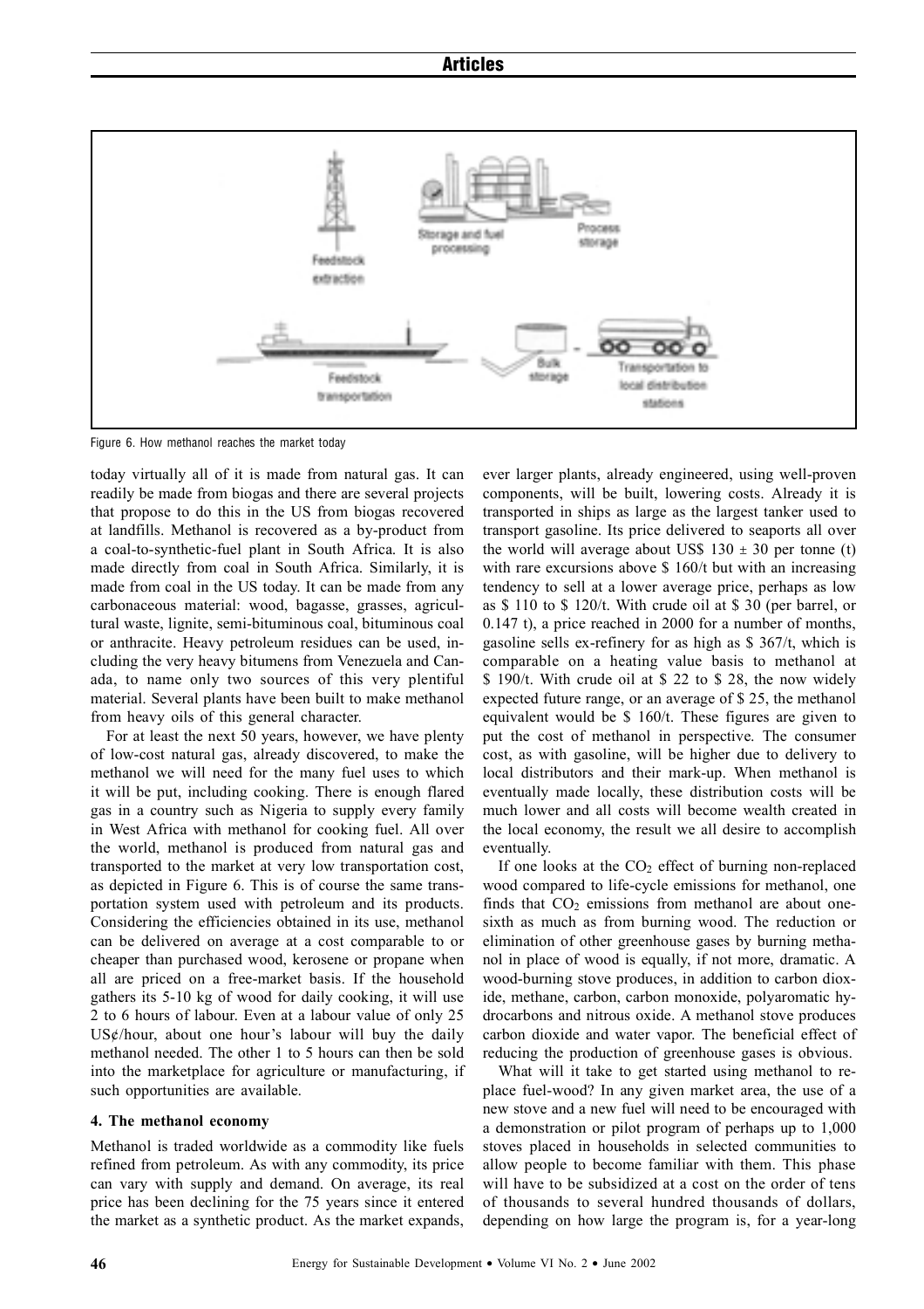Figure 6. How methanol reaches the market today

today virtually all of it is made from natural gas. It can readily be made from biogas and there are several projects that propose to do this in the US from biogas recovered at landfills. Methanol is recovered as a by-product from a coal-to-synthetic-fuel plant in South Africa. It is also made directly from coal in South Africa. Similarly, it is made from coal in the US today. It can be made from any carbonaceous material: wood, bagasse, grasses, agricultural waste, lignite, semi-bituminous coal, bituminous coal or anthracite. Heavy petroleum residues can be used, including the very heavy bitumens from Venezuela and Canada, to name only two sources of this very plentiful material. Several plants have been built to make methanol from heavy oils of this general character.

For at least the next 50 years, however, we have plenty of low-cost natural gas, already discovered, to make the methanol we will need for the many fuel uses to which it will be put, including cooking. There is enough flared gas in a country such as Nigeria to supply every family in West Africa with methanol for cooking fuel. All over the world, methanol is produced from natural gas and transported to the market at very low transportation cost, as depicted in Figure 6. This is of course the same transportation system used with petroleum and its products. Considering the efficiencies obtained in its use, methanol can be delivered on average at a cost comparable to or cheaper than purchased wood, kerosene or propane when all are priced on a free-market basis. If the household gathers its 5-10 kg of wood for daily cooking, it will use 2 to 6 hours of labour. Even at a labour value of only 25 US¢/hour, about one hour's labour will buy the daily methanol needed. The other 1 to 5 hours can then be sold into the marketplace for agriculture or manufacturing, if such opportunities are available.

## 4. The methanol economy

Methanol is traded worldwide as a commodity like fuels refined from petroleum. As with any commodity, its price can vary with supply and demand. On average, its real price has been declining for the 75 years since it entered the market as a synthetic product. As the market expands, ever larger plants, already engineered, using well-proven components, will be built, lowering costs. Already it is transported in ships as large as the largest tanker used to transport gasoline. Its price delivered to seaports all over the world will average about US\$ 130 ± 30 per tonne (t) with rare excursions above \$ 160/t but with an increasing tendency to sell at a lower average price, perhaps as low as \$ 110 to \$ 120/t. With crude oil at \$ 30 (per barrel, or 0.147 t), a price reached in 2000 for a number of months, gasoline sells ex-refinery for as high as \$ 367/t, which is comparable on a heating value basis to methanol at \$ 190/t. With crude oil at \$ 22 to \$ 28, the now widely expected future range, or an average of \$ 25, the methanol equivalent would be \$ 160/t. These figures are given to put the cost of methanol in perspective. The consumer cost, as with gasoline, will be higher due to delivery to local distributors and their mark-up. When methanol is eventually made locally, these distribution costs will be much lower and all costs will become wealth created in the local economy, the result we all desire to accomplish eventually.

If one looks at the $CO_2$ effect of burning non-replaced wood compared to life-cycle emissions for methanol, one finds that $CO_2$ emissions from methanol are about one-sixth as much as from burning wood. The reduction or elimination of other greenhouse gases by burning methanol in place of wood is equally, if not more, dramatic. A wood-burning stove produces, in addition to carbon dioxide, methane, carbon, carbon monoxide, polyaromatic hydrocarbons and nitrous oxide. A methanol stove produces carbon dioxide and water vapor. The beneficial effect of reducing the production of greenhouse gases is obvious.

What will it take to get started using methanol to replace fuel-wood? In any given market area, the use of a new stove and a new fuel will need to be encouraged with a demonstration or pilot program of perhaps up to 1,000 stoves placed in households in selected communities to allow people to become familiar with them. This phase will have to be subsidized at a cost on the order of tens of thousands to several hundred thousands of dollars, depending on how large the program is, for a year-long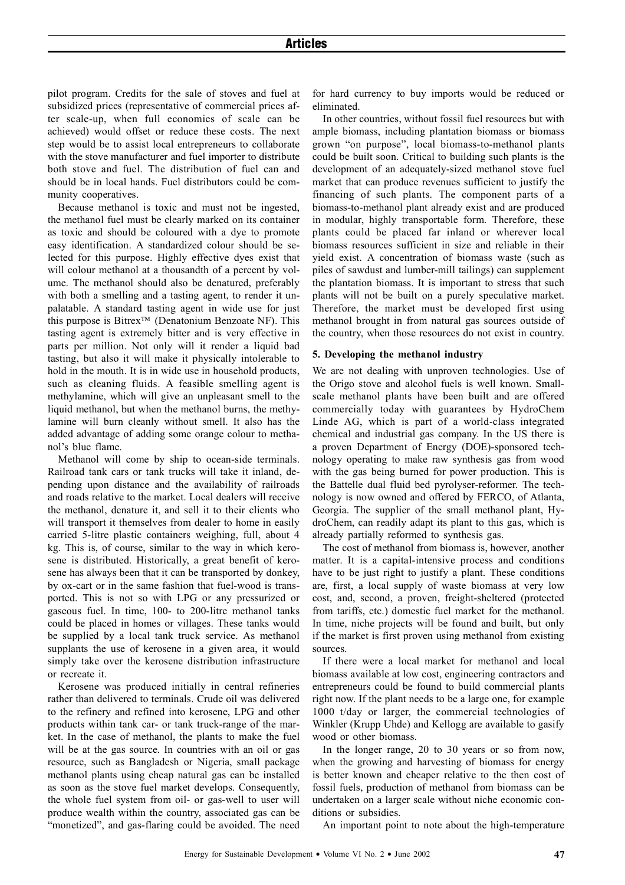pilot program. Credits for the sale of stoves and fuel at subsidized prices (representative of commercial prices after scale-up, when full economies of scale can be achieved) would offset or reduce these costs. The next step would be to assist local entrepreneurs to collaborate with the stove manufacturer and fuel importer to distribute both stove and fuel. The distribution of fuel can and should be in local hands. Fuel distributors could be community cooperatives.

Because methanol is toxic and must not be ingested, the methanol fuel must be clearly marked on its container as toxic and should be coloured with a dye to promote easy identification. A standardized colour should be selected for this purpose. Highly effective dyes exist that will colour methanol at a thousandth of a percent by volume. The methanol should also be denatured, preferably with both a smelling and a tasting agent, to render it unpalatable. A standard tasting agent in wide use for just this purpose is Bitrex™ (Denatonium Benzoate NF). This tasting agent is extremely bitter and is very effective in parts per million. Not only will it render a liquid bad tasting, but also it will make it physically intolerable to hold in the mouth. It is in wide use in household products, such as cleaning fluids. A feasible smelling agent is methylamine, which will give an unpleasant smell to the liquid methanol, but when the methanol burns, the methylamine will burn cleanly without smell. It also has the added advantage of adding some orange colour to methanol's blue flame.

Methanol will come by ship to ocean-side terminals. Railroad tank cars or tank trucks will take it inland, depending upon distance and the availability of railroads and roads relative to the market. Local dealers will receive the methanol, denature it, and sell it to their clients who will transport it themselves from dealer to home in easily carried 5-litre plastic containers weighing, full, about 4 kg. This is, of course, similar to the way in which kerosene is distributed. Historically, a great benefit of kerosene has always been that it can be transported by donkey, by ox-cart or in the same fashion that fuel-wood is transported. This is not so with LPG or any pressurized or gaseous fuel. In time, 100- to 200-litre methanol tanks could be placed in homes or villages. These tanks would be supplied by a local tank truck service. As methanol supplants the use of kerosene in a given area, it would simply take over the kerosene distribution infrastructure or recreate it.

Kerosene was produced initially in central refineries rather than delivered to terminals. Crude oil was delivered to the refinery and refined into kerosene, LPG and other products within tank car- or tank truck-range of the market. In the case of methanol, the plants to make the fuel will be at the gas source. In countries with an oil or gas resource, such as Bangladesh or Nigeria, small package methanol plants using cheap natural gas can be installed as soon as the stove fuel market develops. Consequently, the whole fuel system from oil- or gas-well to user will produce wealth within the country, associated gas can be "monetized", and gas-flaring could be avoided. The need for hard currency to buy imports would be reduced or eliminated.

In other countries, without fossil fuel resources but with ample biomass, including plantation biomass or biomass grown "on purpose", local biomass-to-methanol plants could be built soon. Critical to building such plants is the development of an adequately-sized methanol stove fuel market that can produce revenues sufficient to justify the financing of such plants. The component parts of a biomass-to-methanol plant already exist and are produced in modular, highly transportable form. Therefore, these plants could be placed far inland or wherever local biomass resources sufficient in size and reliable in their yield exist. A concentration of biomass waste (such as piles of sawdust and lumber-mill tailings) can supplement the plantation biomass. It is important to stress that such plants will not be built on a purely speculative market. Therefore, the market must be developed first using methanol brought in from natural gas sources outside of the country, when those resources do not exist in country.

## 5. Developing the methanol industry

We are not dealing with unproven technologies. Use of the Origo stove and alcohol fuels is well known. Small-scale methanol plants have been built and are offered commercially today with guarantees by HydroChem Linde AG, which is part of a world-class integrated chemical and industrial gas company. In the US there is a proven Department of Energy (DOE)-sponsored technology operating to make raw synthesis gas from wood with the gas being burned for power production. This is the Battelle dual fluid bed pyrolyser-reformer. The technology is now owned and offered by FERCO, of Atlanta, Georgia. The supplier of the small methanol plant, HydroChem, can readily adapt its plant to this gas, which is already partially reformed to synthesis gas.

The cost of methanol from biomass is, however, another matter. It is a capital-intensive process and conditions have to be just right to justify a plant. These conditions are, first, a local supply of waste biomass at very low cost, and, second, a proven, freight-sheltered (protected from tariffs, etc.) domestic fuel market for the methanol. In time, niche projects will be found and built, but only if the market is first proven using methanol from existing sources.

If there were a local market for methanol and local biomass available at low cost, engineering contractors and entrepreneurs could be found to build commercial plants right now. If the plant needs to be a large one, for example 1000 t/day or larger, the commercial technologies of Winkler (Krupp Uhde) and Kellogg are available to gasify wood or other biomass.

In the longer range, 20 to 30 years or so from now, when the growing and harvesting of biomass for energy is better known and cheaper relative to the then cost of fossil fuels, production of methanol from biomass can be undertaken on a larger scale without niche economic conditions or subsidies.

An important point to note about the high-temperature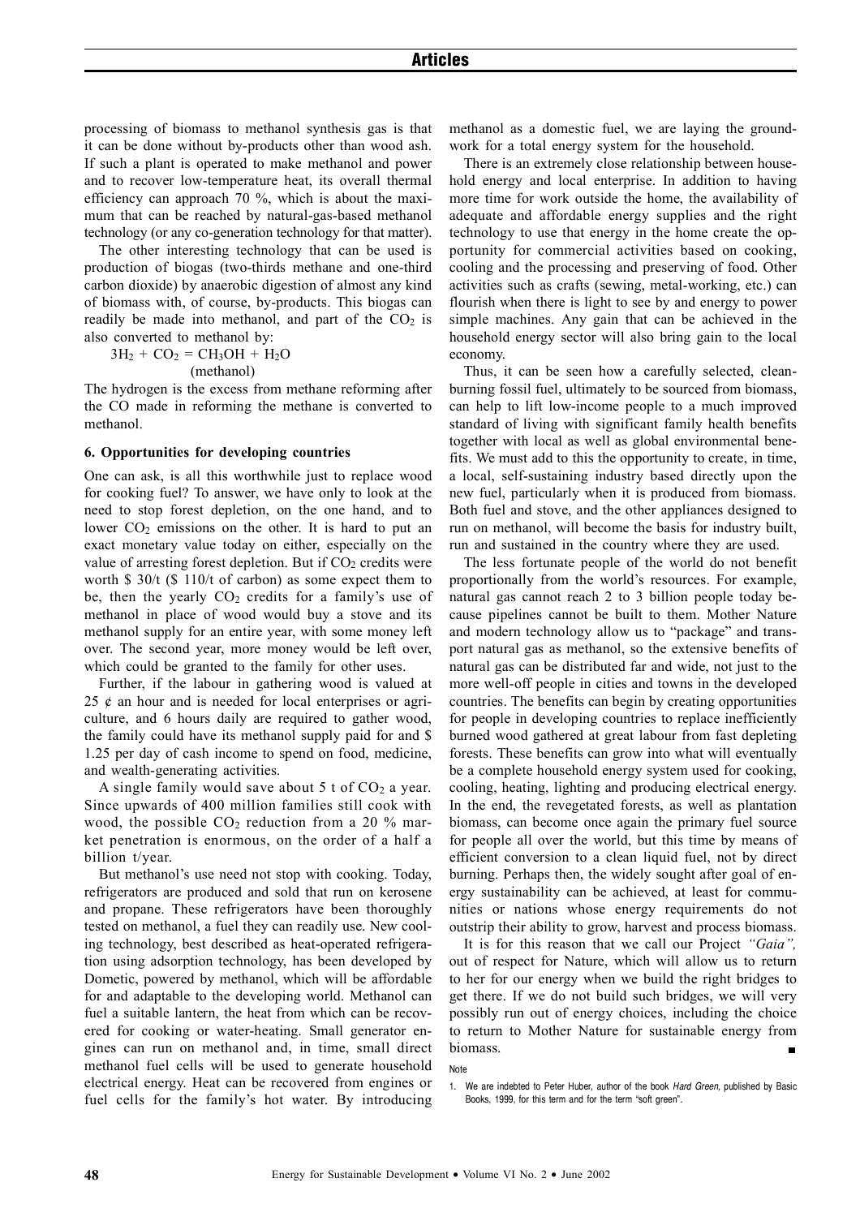processing of biomass to methanol synthesis gas is that it can be done without by-products other than wood ash. If such a plant is operated to make methanol and power and to recover low-temperature heat, its overall thermal efficiency can approach 70 %, which is about the maximum that can be reached by natural-gas-based methanol technology (or any co-generation technology for that matter).

The other interesting technology that can be used is production of biogas (two-thirds methane and one-third carbon dioxide) by anaerobic digestion of almost any kind of biomass with, of course, by-products. This biogas can readily be made into methanol, and part of the $CO_2$ is also converted to methanol by:

$$3H_2 + CO_2 = \underset{\text{(methanol)}}{CH_3OH} + H_2O$$

The hydrogen is the excess from methane reforming after the CO made in reforming the methane is converted to methanol.

### 6. Opportunities for developing countries

One can ask, is all this worthwhile just to replace wood for cooking fuel? To answer, we have only to look at the need to stop forest depletion, on the one hand, and to lower $CO_2$ emissions on the other. It is hard to put an exact monetary value today on either, especially on the value of arresting forest depletion. But if $CO_2$ credits were worth \$ 30/t (\$ 110/t of carbon) as some expect them to be, then the yearly $CO_2$ credits for a family's use of methanol in place of wood would buy a stove and its methanol supply for an entire year, with some money left over. The second year, more money would be left over, which could be granted to the family for other uses.

Further, if the labour in gathering wood is valued at 25 ¢ an hour and is needed for local enterprises or agriculture, and 6 hours daily are required to gather wood, the family could have its methanol supply paid for and \$ 1.25 per day of cash income to spend on food, medicine, and wealth-generating activities.

A single family would save about 5 t of $CO_2$ a year. Since upwards of 400 million families still cook with wood, the possible $CO_2$ reduction from a 20 % market penetration is enormous, on the order of a half a billion t/year.

But methanol's use need not stop with cooking. Today, refrigerators are produced and sold that run on kerosene and propane. These refrigerators have been thoroughly tested on methanol, a fuel they can readily use. New cooling technology, best described as heat-operated refrigeration using adsorption technology, has been developed by Dometic, powered by methanol, which will be affordable for and adaptable to the developing world. Methanol can fuel a suitable lantern, the heat from which can be recovered for cooking or water-heating. Small generator engines can run on methanol and, in time, small direct methanol fuel cells will be used to generate household electrical energy. Heat can be recovered from engines or fuel cells for the family's hot water. By introducing methanol as a domestic fuel, we are laying the groundwork for a total energy system for the household.

There is an extremely close relationship between household energy and local enterprise. In addition to having more time for work outside the home, the availability of adequate and affordable energy supplies and the right technology to use that energy in the home create the opportunity for commercial activities based on cooking, cooling and the processing and preserving of food. Other activities such as crafts (sewing, metal-working, etc.) can flourish when there is light to see by and energy to power simple machines. Any gain that can be achieved in the household energy sector will also bring gain to the local economy.

Thus, it can be seen how a carefully selected, clean-burning fossil fuel, ultimately to be sourced from biomass, can help to lift low-income people to a much improved standard of living with significant family health benefits together with local as well as global environmental benefits. We must add to this the opportunity to create, in time, a local, self-sustaining industry based directly upon the new fuel, particularly when it is produced from biomass. Both fuel and stove, and the other appliances designed to run on methanol, will become the basis for industry built, run and sustained in the country where they are used.

The less fortunate people of the world do not benefit proportionally from the world's resources. For example, natural gas cannot reach 2 to 3 billion people today because pipelines cannot be built to them. Mother Nature and modern technology allow us to "package" and transport natural gas as methanol, so the extensive benefits of natural gas can be distributed far and wide, not just to the more well-off people in cities and towns in the developed countries. The benefits can begin by creating opportunities for people in developing countries to replace inefficiently burned wood gathered at great labour from fast depleting forests. These benefits can grow into what will eventually be a complete household energy system used for cooking, cooling, heating, lighting and producing electrical energy. In the end, the revegetated forests, as well as plantation biomass, can become once again the primary fuel source for people all over the world, but this time by means of efficient conversion to a clean liquid fuel, not by direct burning. Perhaps then, the widely sought after goal of energy sustainability can be achieved, at least for communities or nations whose energy requirements do not outstrip their ability to grow, harvest and process biomass.

It is for this reason that we call our Project *"Gaia",* out of respect for Nature, which will allow us to return to her for our energy when we build the right bridges to get there. If we do not build such bridges, we will very possibly run out of energy choices, including the choice to return to Mother Nature for sustainable energy from biomass. ■

Note

1. We are indebted to Peter Huber, author of the book *Hard Green*, published by Basic Books, 1999, for this term and for the term "soft green".